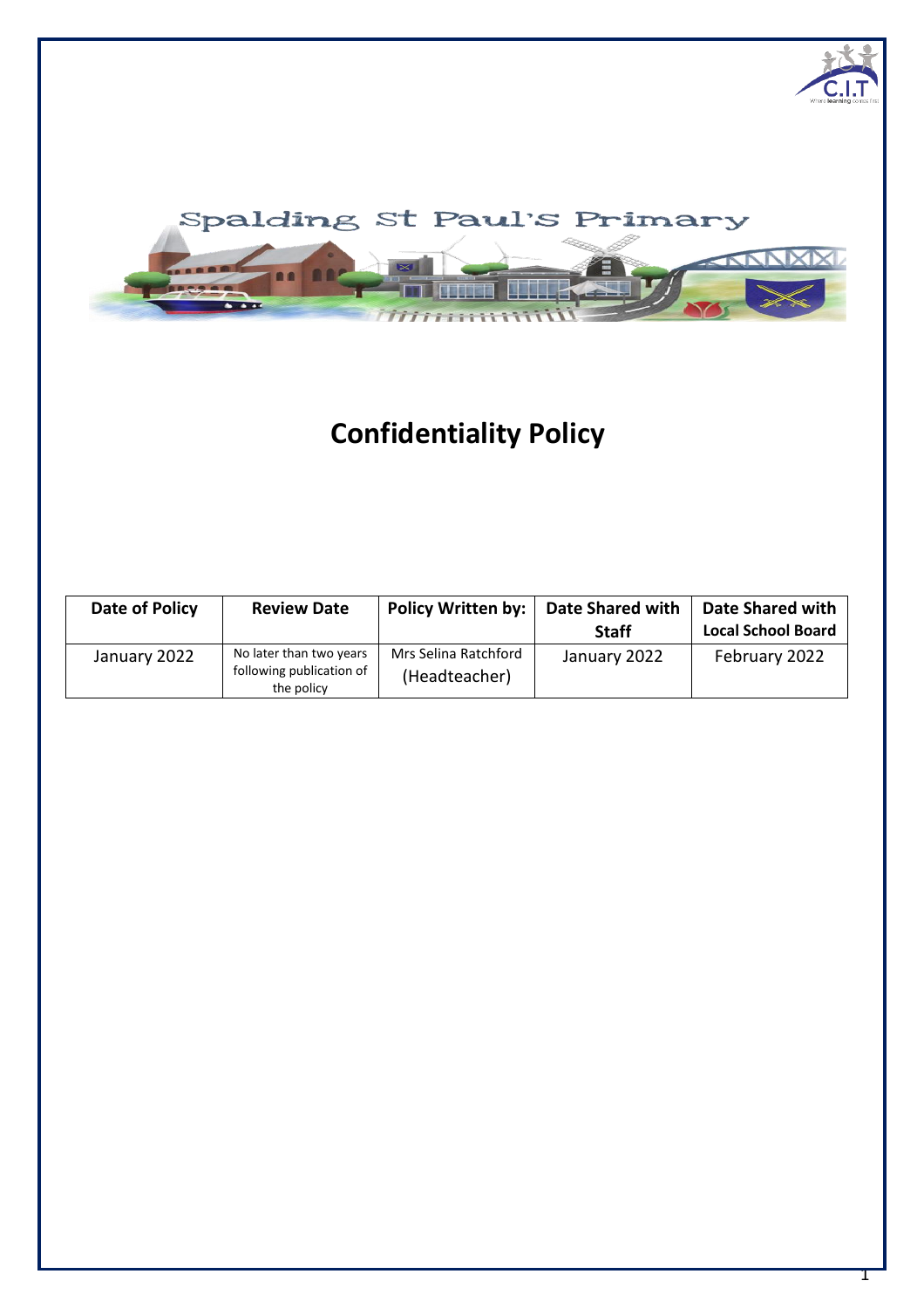Spalding St Paul's Primary

# Confidentiality Policy

| Date of Policy | Review Date | Policy Written by: | Date Shared with Staff | Date Shared with Local School Board |
|---|---|---|---|---|
| January 2022 | No later than two years following publication of the policy | Mrs Selina Ratchford (Headteacher) | January 2022 | February 2022 |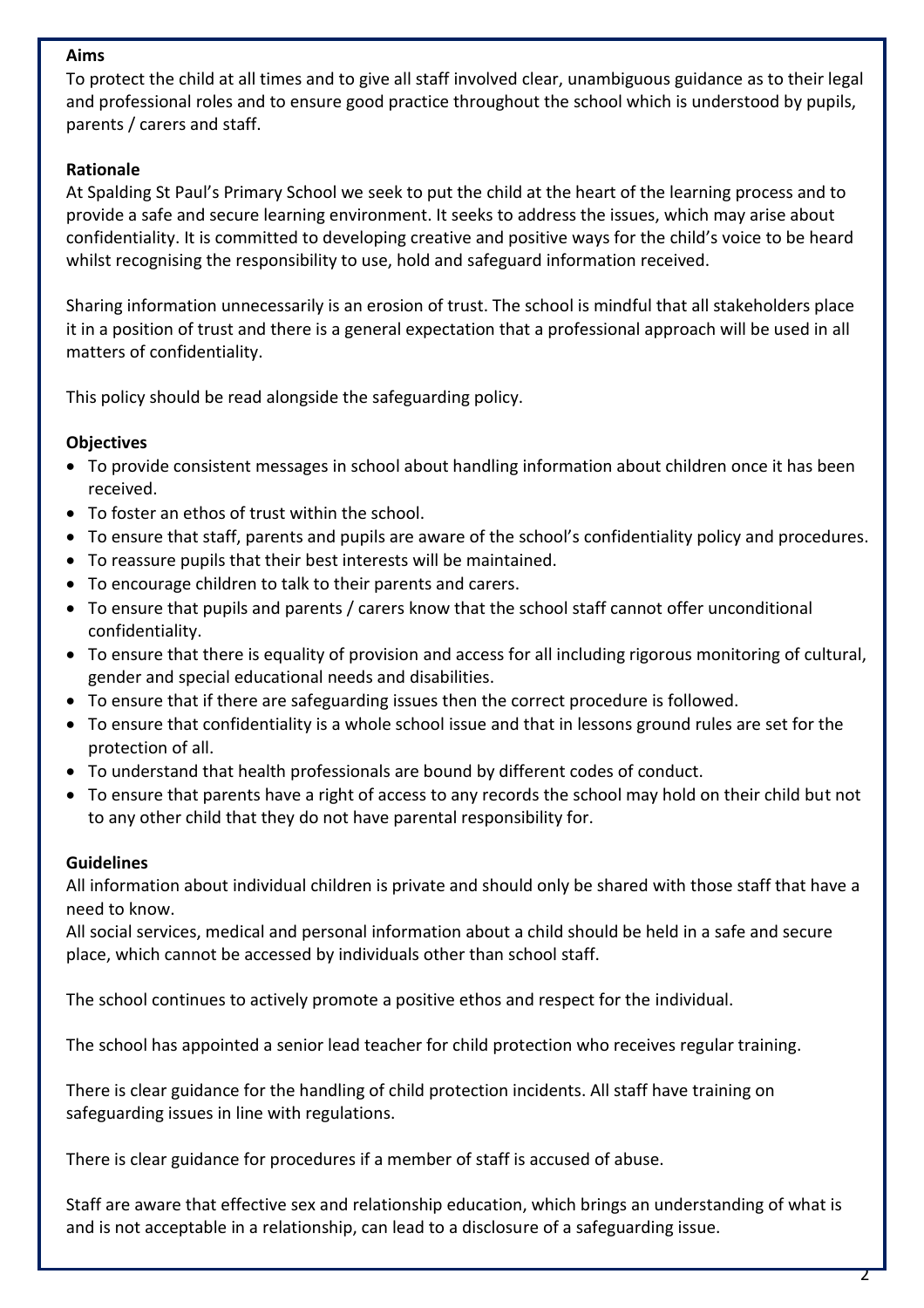**Aims**

To protect the child at all times and to give all staff involved clear, unambiguous guidance as to their legal and professional roles and to ensure good practice throughout the school which is understood by pupils, parents / carers and staff.

**Rationale**

At Spalding St Paul's Primary School we seek to put the child at the heart of the learning process and to provide a safe and secure learning environment. It seeks to address the issues, which may arise about confidentiality. It is committed to developing creative and positive ways for the child's voice to be heard whilst recognising the responsibility to use, hold and safeguard information received.

Sharing information unnecessarily is an erosion of trust. The school is mindful that all stakeholders place it in a position of trust and there is a general expectation that a professional approach will be used in all matters of confidentiality.

This policy should be read alongside the safeguarding policy.

**Objectives**

- To provide consistent messages in school about handling information about children once it has been received.
- To foster an ethos of trust within the school.
- To ensure that staff, parents and pupils are aware of the school's confidentiality policy and procedures.
- To reassure pupils that their best interests will be maintained.
- To encourage children to talk to their parents and carers.
- To ensure that pupils and parents / carers know that the school staff cannot offer unconditional confidentiality.
- To ensure that there is equality of provision and access for all including rigorous monitoring of cultural, gender and special educational needs and disabilities.
- To ensure that if there are safeguarding issues then the correct procedure is followed.
- To ensure that confidentiality is a whole school issue and that in lessons ground rules are set for the protection of all.
- To understand that health professionals are bound by different codes of conduct.
- To ensure that parents have a right of access to any records the school may hold on their child but not to any other child that they do not have parental responsibility for.

**Guidelines**

All information about individual children is private and should only be shared with those staff that have a need to know.
All social services, medical and personal information about a child should be held in a safe and secure place, which cannot be accessed by individuals other than school staff.

The school continues to actively promote a positive ethos and respect for the individual.

The school has appointed a senior lead teacher for child protection who receives regular training.

There is clear guidance for the handling of child protection incidents. All staff have training on safeguarding issues in line with regulations.

There is clear guidance for procedures if a member of staff is accused of abuse.

Staff are aware that effective sex and relationship education, which brings an understanding of what is and is not acceptable in a relationship, can lead to a disclosure of a safeguarding issue.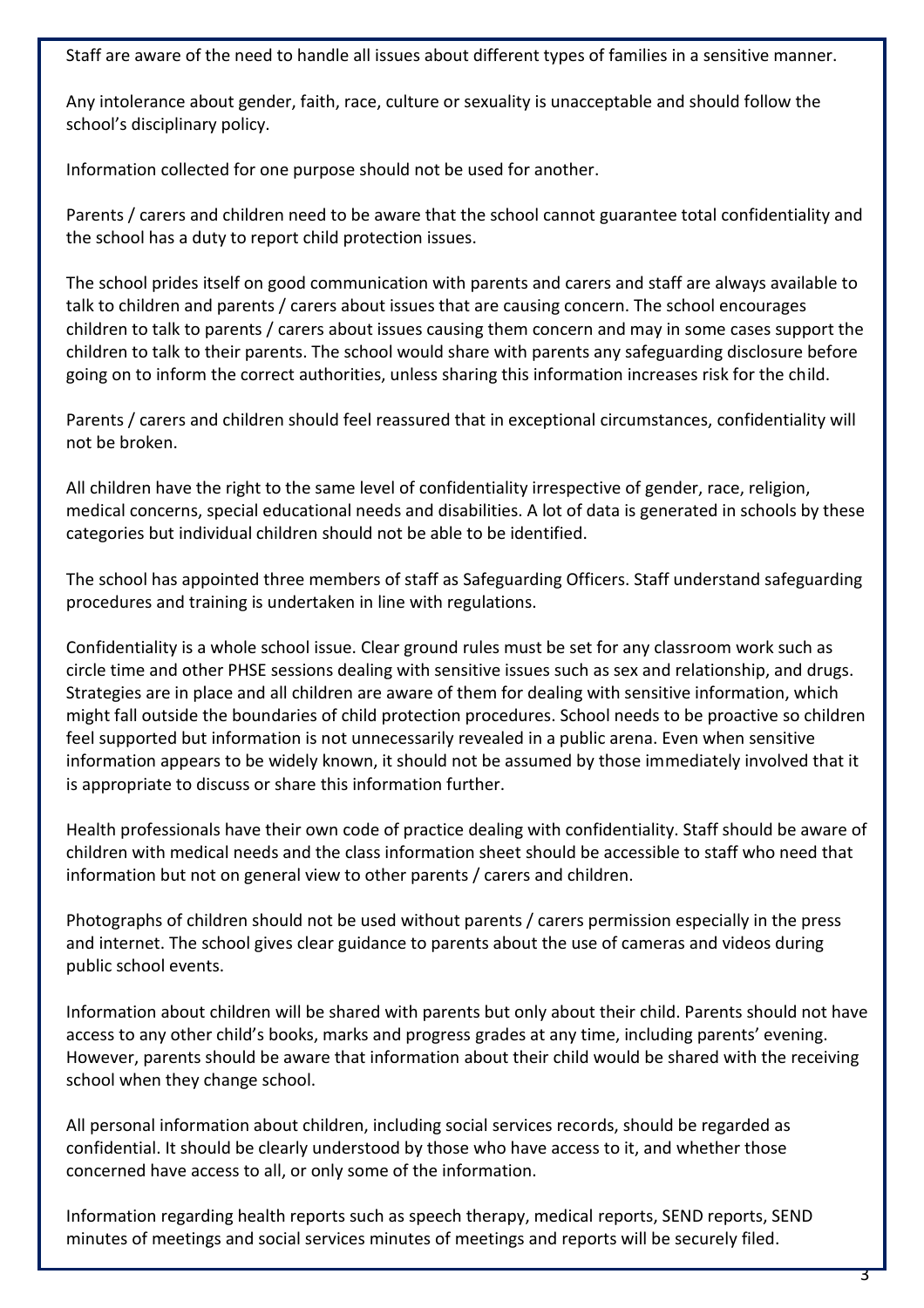Staff are aware of the need to handle all issues about different types of families in a sensitive manner.

Any intolerance about gender, faith, race, culture or sexuality is unacceptable and should follow the school's disciplinary policy.

Information collected for one purpose should not be used for another.

Parents / carers and children need to be aware that the school cannot guarantee total confidentiality and the school has a duty to report child protection issues.

The school prides itself on good communication with parents and carers and staff are always available to talk to children and parents / carers about issues that are causing concern. The school encourages children to talk to parents / carers about issues causing them concern and may in some cases support the children to talk to their parents. The school would share with parents any safeguarding disclosure before going on to inform the correct authorities, unless sharing this information increases risk for the child.

Parents / carers and children should feel reassured that in exceptional circumstances, confidentiality will not be broken.

All children have the right to the same level of confidentiality irrespective of gender, race, religion, medical concerns, special educational needs and disabilities. A lot of data is generated in schools by these categories but individual children should not be able to be identified.

The school has appointed three members of staff as Safeguarding Officers. Staff understand safeguarding procedures and training is undertaken in line with regulations.

Confidentiality is a whole school issue. Clear ground rules must be set for any classroom work such as circle time and other PHSE sessions dealing with sensitive issues such as sex and relationship, and drugs. Strategies are in place and all children are aware of them for dealing with sensitive information, which might fall outside the boundaries of child protection procedures. School needs to be proactive so children feel supported but information is not unnecessarily revealed in a public arena. Even when sensitive information appears to be widely known, it should not be assumed by those immediately involved that it is appropriate to discuss or share this information further.

Health professionals have their own code of practice dealing with confidentiality. Staff should be aware of children with medical needs and the class information sheet should be accessible to staff who need that information but not on general view to other parents / carers and children.

Photographs of children should not be used without parents / carers permission especially in the press and internet. The school gives clear guidance to parents about the use of cameras and videos during public school events.

Information about children will be shared with parents but only about their child. Parents should not have access to any other child's books, marks and progress grades at any time, including parents' evening. However, parents should be aware that information about their child would be shared with the receiving school when they change school.

All personal information about children, including social services records, should be regarded as confidential. It should be clearly understood by those who have access to it, and whether those concerned have access to all, or only some of the information.

Information regarding health reports such as speech therapy, medical reports, SEND reports, SEND minutes of meetings and social services minutes of meetings and reports will be securely filed.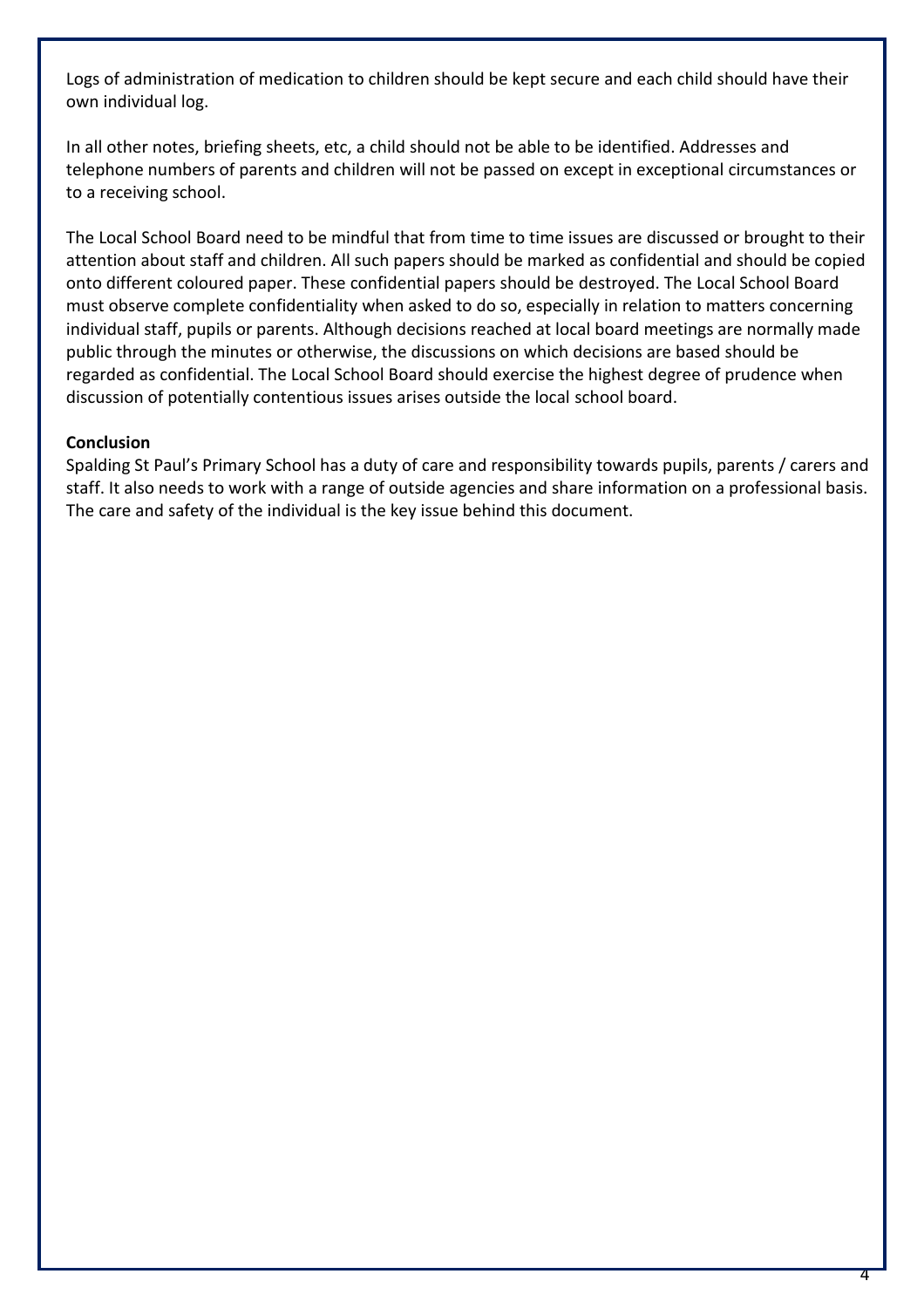Logs of administration of medication to children should be kept secure and each child should have their own individual log.

In all other notes, briefing sheets, etc, a child should not be able to be identified. Addresses and telephone numbers of parents and children will not be passed on except in exceptional circumstances or to a receiving school.

The Local School Board need to be mindful that from time to time issues are discussed or brought to their attention about staff and children. All such papers should be marked as confidential and should be copied onto different coloured paper. These confidential papers should be destroyed. The Local School Board must observe complete confidentiality when asked to do so, especially in relation to matters concerning individual staff, pupils or parents. Although decisions reached at local board meetings are normally made public through the minutes or otherwise, the discussions on which decisions are based should be regarded as confidential. The Local School Board should exercise the highest degree of prudence when discussion of potentially contentious issues arises outside the local school board.

**Conclusion**

Spalding St Paul's Primary School has a duty of care and responsibility towards pupils, parents / carers and staff. It also needs to work with a range of outside agencies and share information on a professional basis. The care and safety of the individual is the key issue behind this document.